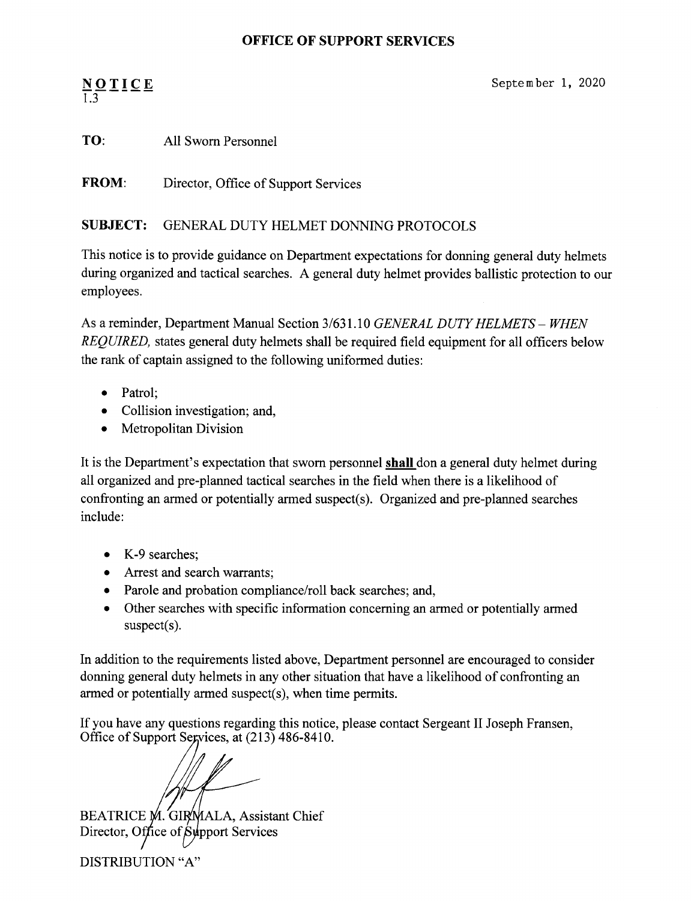# OFFICE OF SUPPORT SERVICES

**NOTICE**
1.3

September 1, 2020

**TO:** All Sworn Personnel

**FROM:** Director, Office of Support Services

**SUBJECT:** GENERAL DUTY HELMET DONNING PROTOCOLS

This notice is to provide guidance on Department expectations for donning general duty helmets during organized and tactical searches. A general duty helmet provides ballistic protection to our employees.

As a reminder, Department Manual Section 3/631.10 *GENERAL DUTY HELMETS – WHEN REQUIRED,* states general duty helmets shall be required field equipment for all officers below the rank of captain assigned to the following uniformed duties:

- Patrol;
- Collision investigation; and,
- Metropolitan Division

It is the Department's expectation that sworn personnel **shall** don a general duty helmet during all organized and pre-planned tactical searches in the field when there is a likelihood of confronting an armed or potentially armed suspect(s). Organized and pre-planned searches include:

- K-9 searches;
- Arrest and search warrants;
- Parole and probation compliance/roll back searches; and,
- Other searches with specific information concerning an armed or potentially armed suspect(s).

In addition to the requirements listed above, Department personnel are encouraged to consider donning general duty helmets in any other situation that have a likelihood of confronting an armed or potentially armed suspect(s), when time permits.

If you have any questions regarding this notice, please contact Sergeant II Joseph Fransen, Office of Support Services, at (213) 486-8410.

BEATRICE M. GIRMALA, Assistant Chief
Director, Office of Support Services

DISTRIBUTION "A"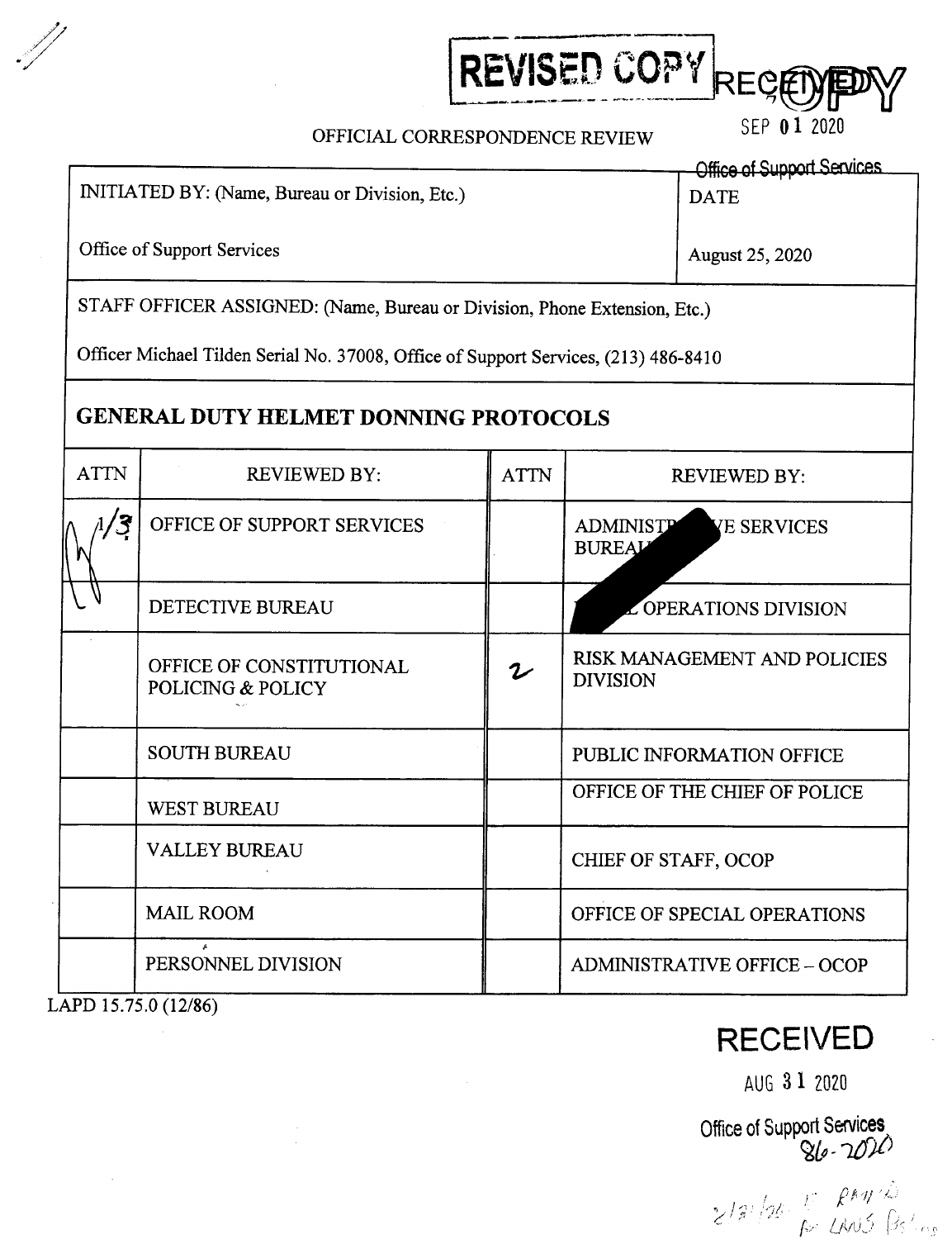REVISED COPY

RECEIVED
SEP 01 2020
Office of Support Services

OFFICIAL CORRESPONDENCE REVIEW

| INITIATED BY: (Name, Bureau or Division, Etc.) | DATE |
|---|---|
| Office of Support Services | August 25, 2020 |

STAFF OFFICER ASSIGNED: (Name, Bureau or Division, Phone Extension, Etc.)

Officer Michael Tilden Serial No. 37008, Office of Support Services, (213) 486-8410

## GENERAL DUTY HELMET DONNING PROTOCOLS

| ATTN | REVIEWED BY: | ATTN | REVIEWED BY: |
|---|---|---|---|
| 1/3 | OFFICE OF SUPPORT SERVICES | | ADMINIST[redacted]E SERVICES BUREA[redacted] |
| | DETECTIVE BUREAU | | [redacted] OPERATIONS DIVISION |
| | OFFICE OF CONSTITUTIONAL POLICING & POLICY | 2 | RISK MANAGEMENT AND POLICIES DIVISION |
| | SOUTH BUREAU | | PUBLIC INFORMATION OFFICE |
| | WEST BUREAU | | OFFICE OF THE CHIEF OF POLICE |
| | VALLEY BUREAU | | CHIEF OF STAFF, OCOP |
| | MAIL ROOM | | OFFICE OF SPECIAL OPERATIONS |
| | PERSONNEL DIVISION | | ADMINISTRATIVE OFFICE – OCOP |

LAPD 15.75.0 (12/86)

RECEIVED
AUG 31 2020
Office of Support Services
86-2020

8/31/20 E-mailed to LAWS Bsl...